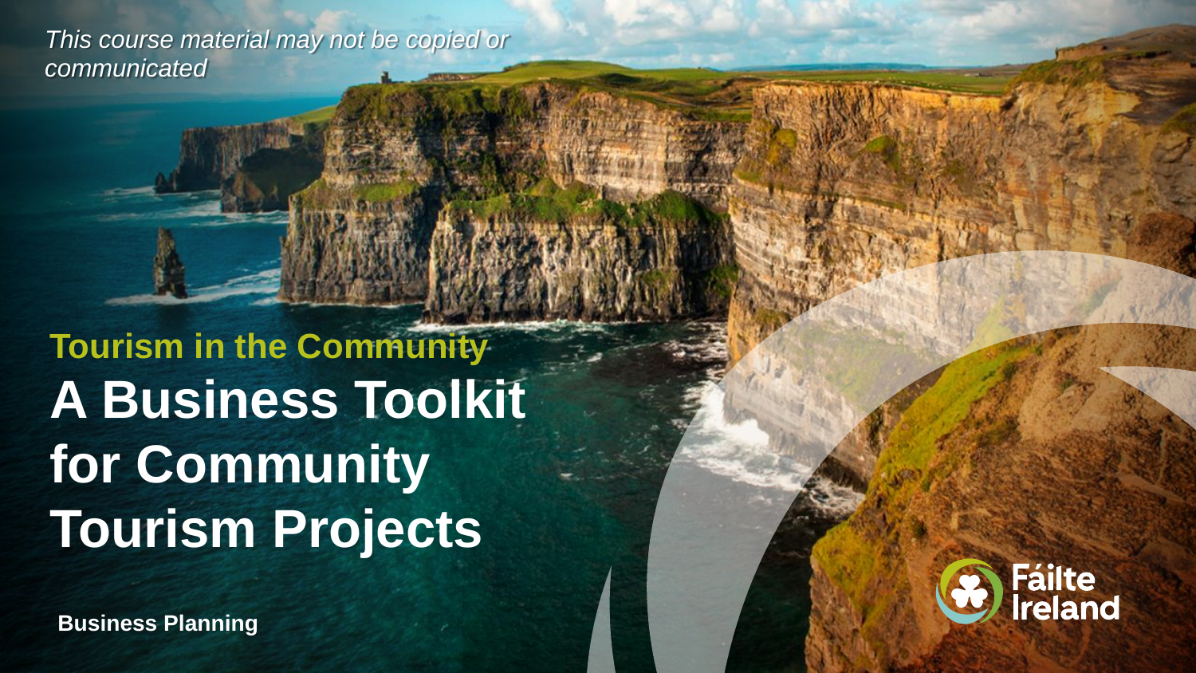*This course material may not be copied or communicated*

**Tourism in the Community**

# A Business Toolkit for Community Tourism Projects

**Business Planning**

Fáilte Ireland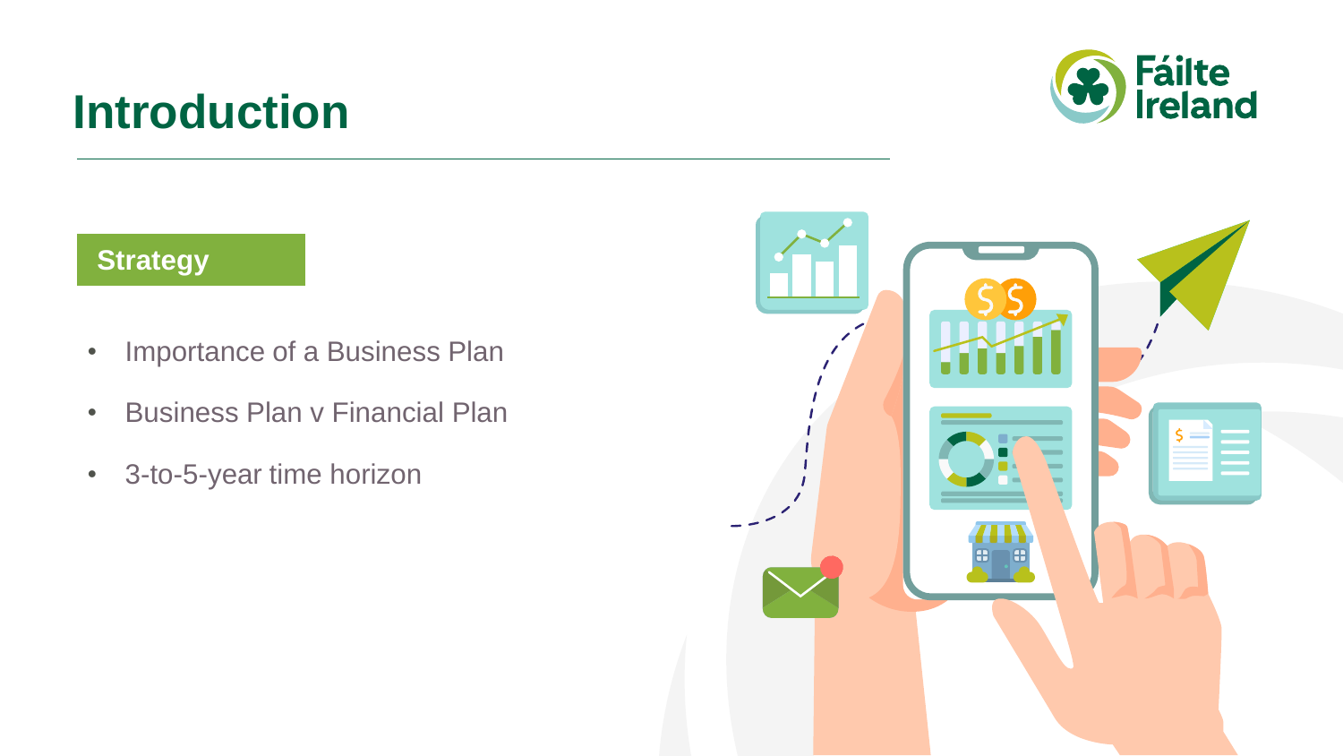# Introduction

## Strategy

- Importance of a Business Plan
- Business Plan v Financial Plan
- 3-to-5-year time horizon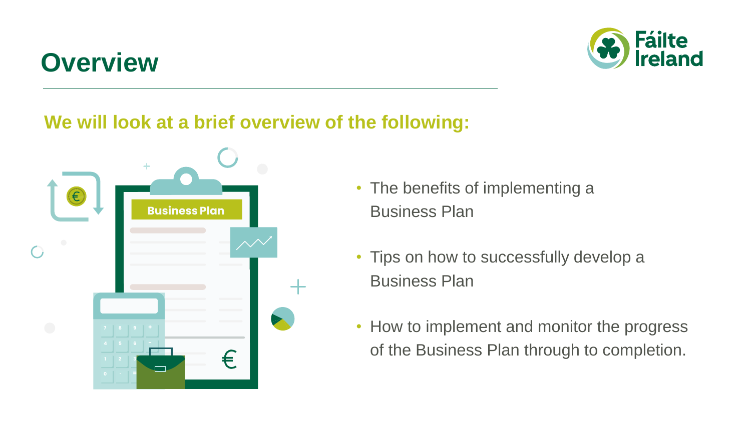# Overview

**We will look at a brief overview of the following:**

- The benefits of implementing a Business Plan
- Tips on how to successfully develop a Business Plan
- How to implement and monitor the progress of the Business Plan through to completion.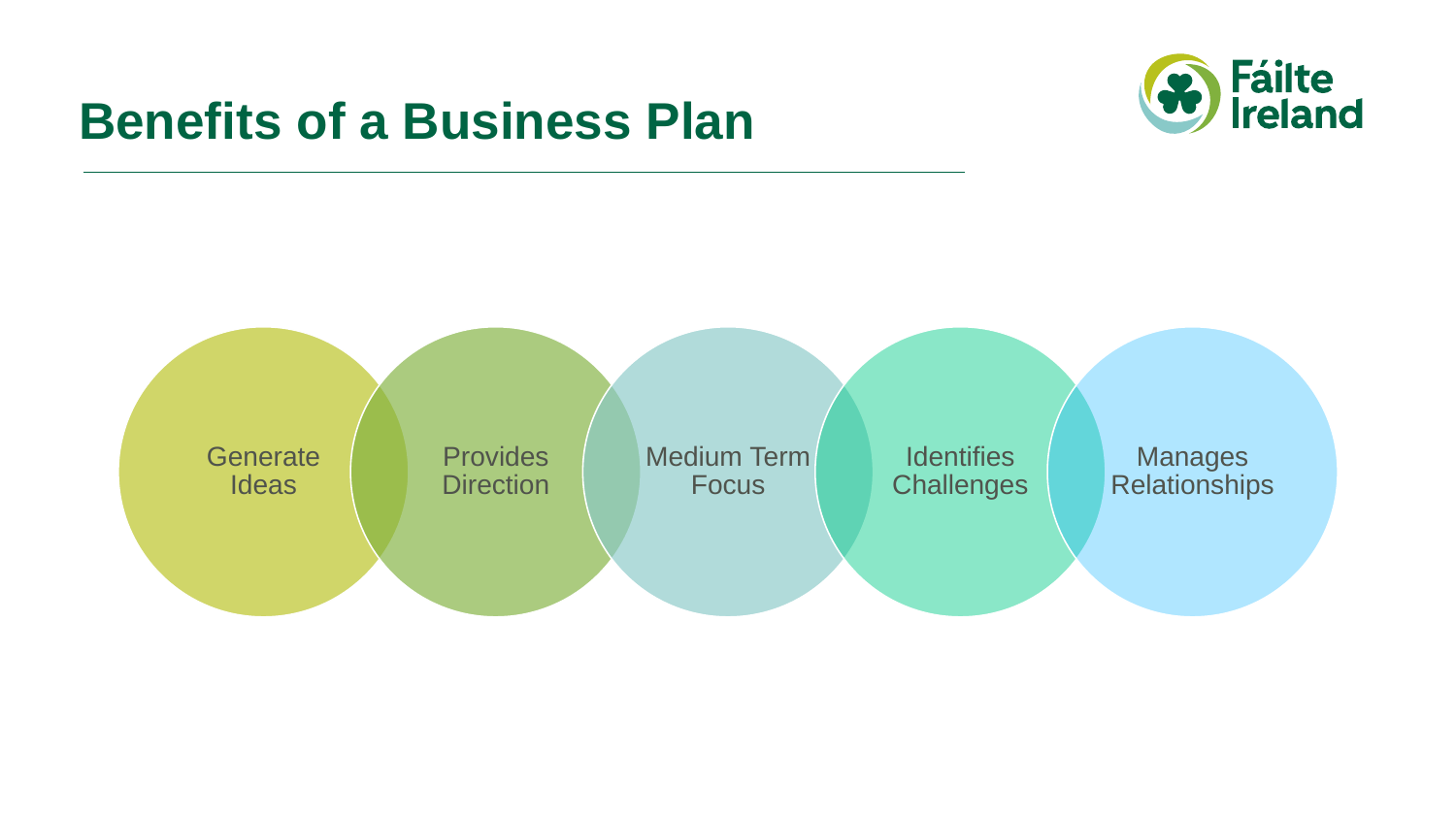# Benefits of a Business Plan

- Generate Ideas
- Provides Direction
- Medium Term Focus
- Identifies Challenges
- Manages Relationships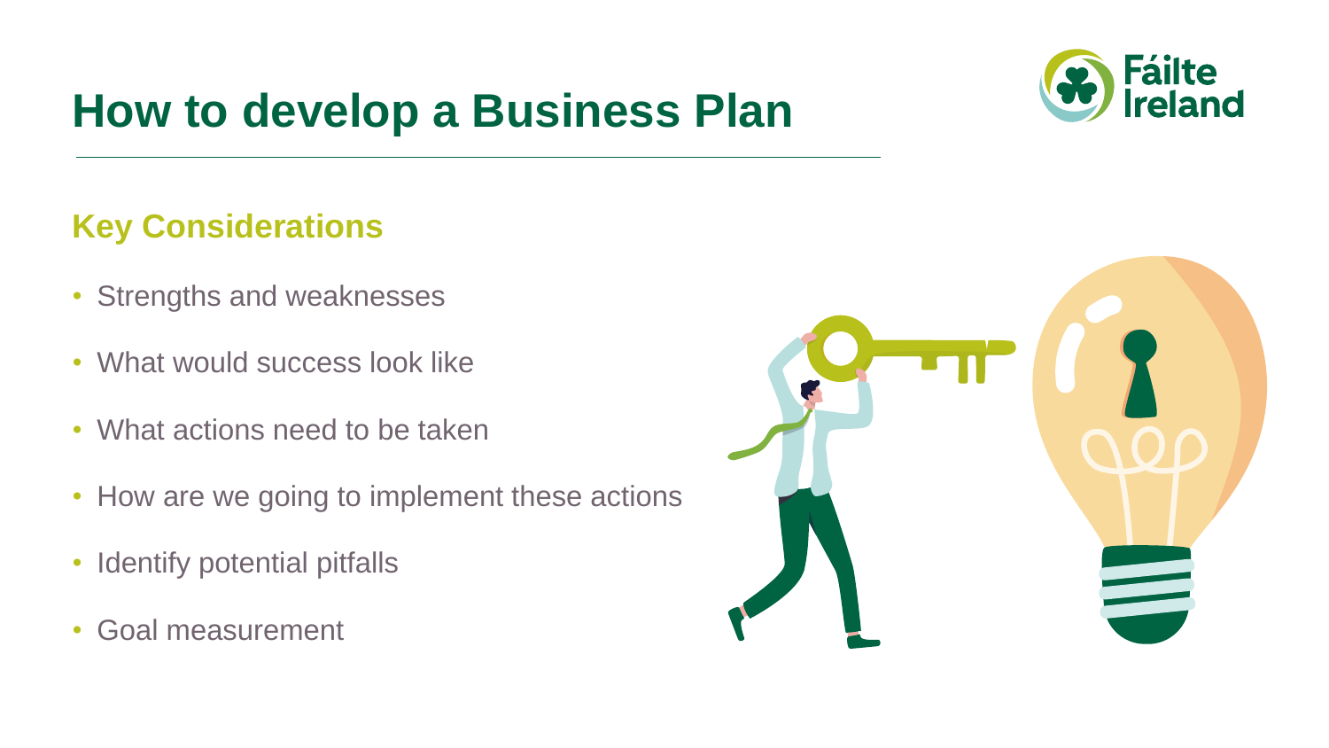# How to develop a Business Plan

## Key Considerations

- Strengths and weaknesses
- What would success look like
- What actions need to be taken
- How are we going to implement these actions
- Identify potential pitfalls
- Goal measurement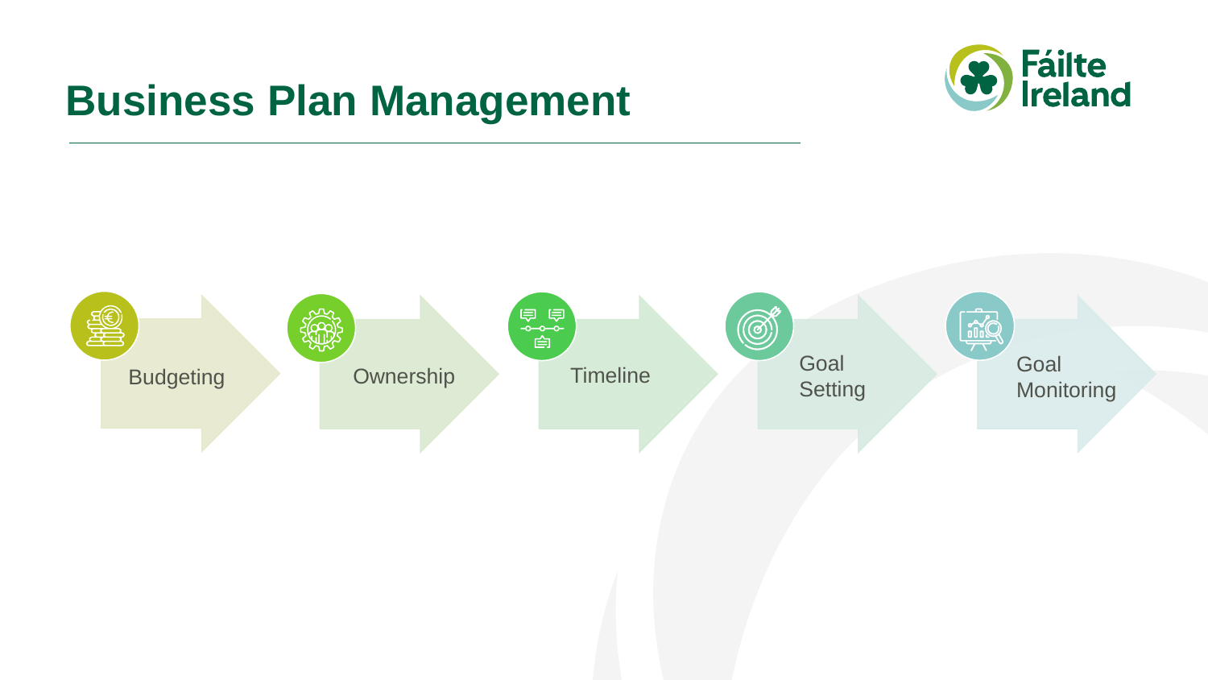# Business Plan Management

Fáilte Ireland

- Budgeting
- Ownership
- Timeline
- Goal Setting
- Goal Monitoring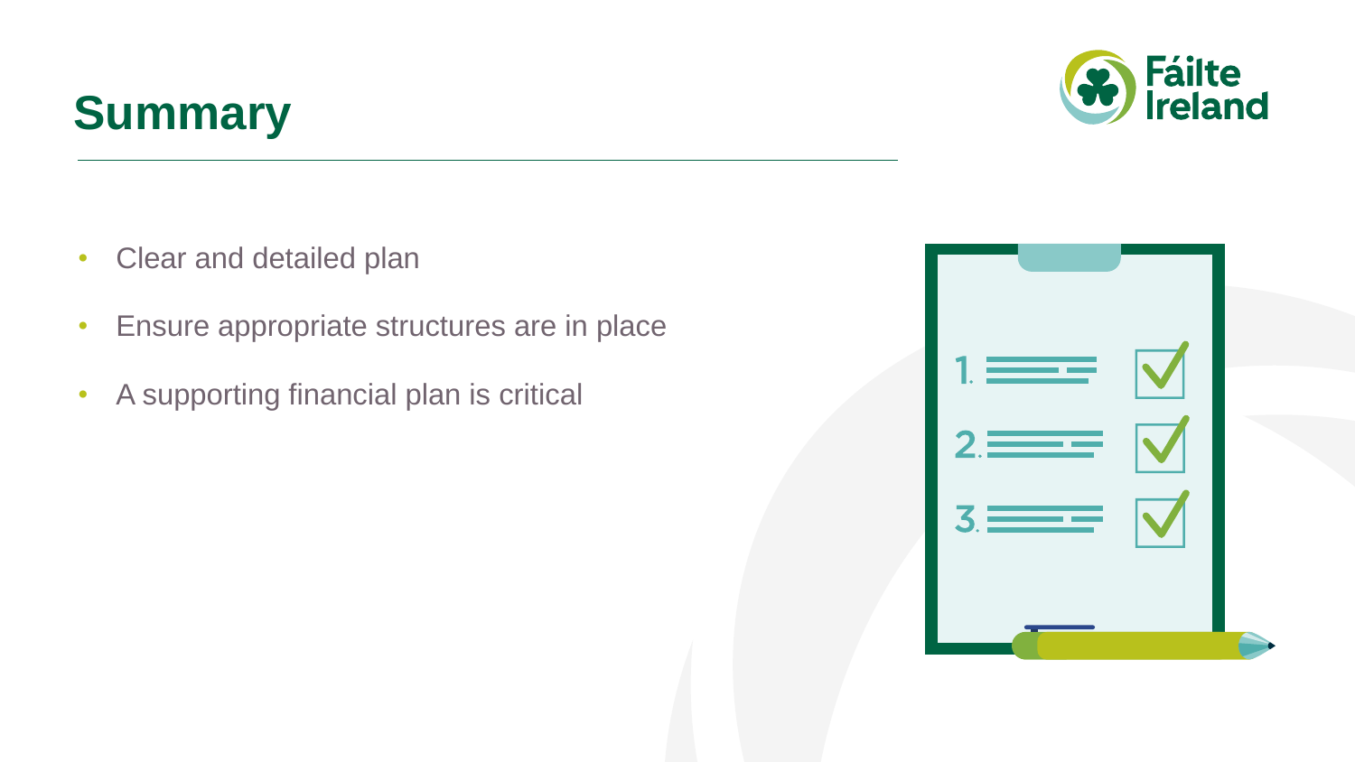# Summary

- Clear and detailed plan
- Ensure appropriate structures are in place
- A supporting financial plan is critical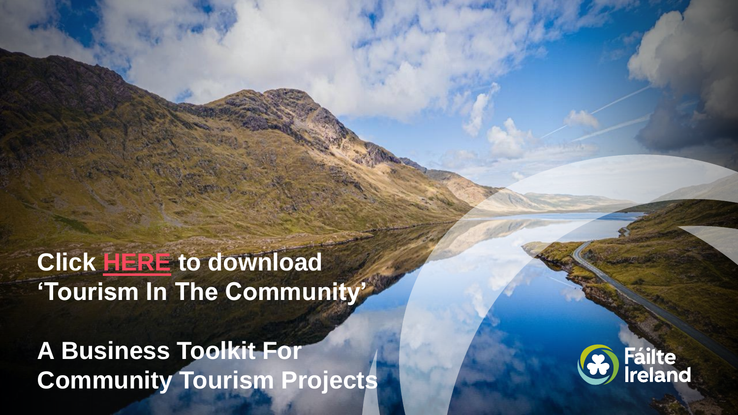Click HERE to download 'Tourism In The Community'

A Business Toolkit For Community Tourism Projects

Fáilte Ireland